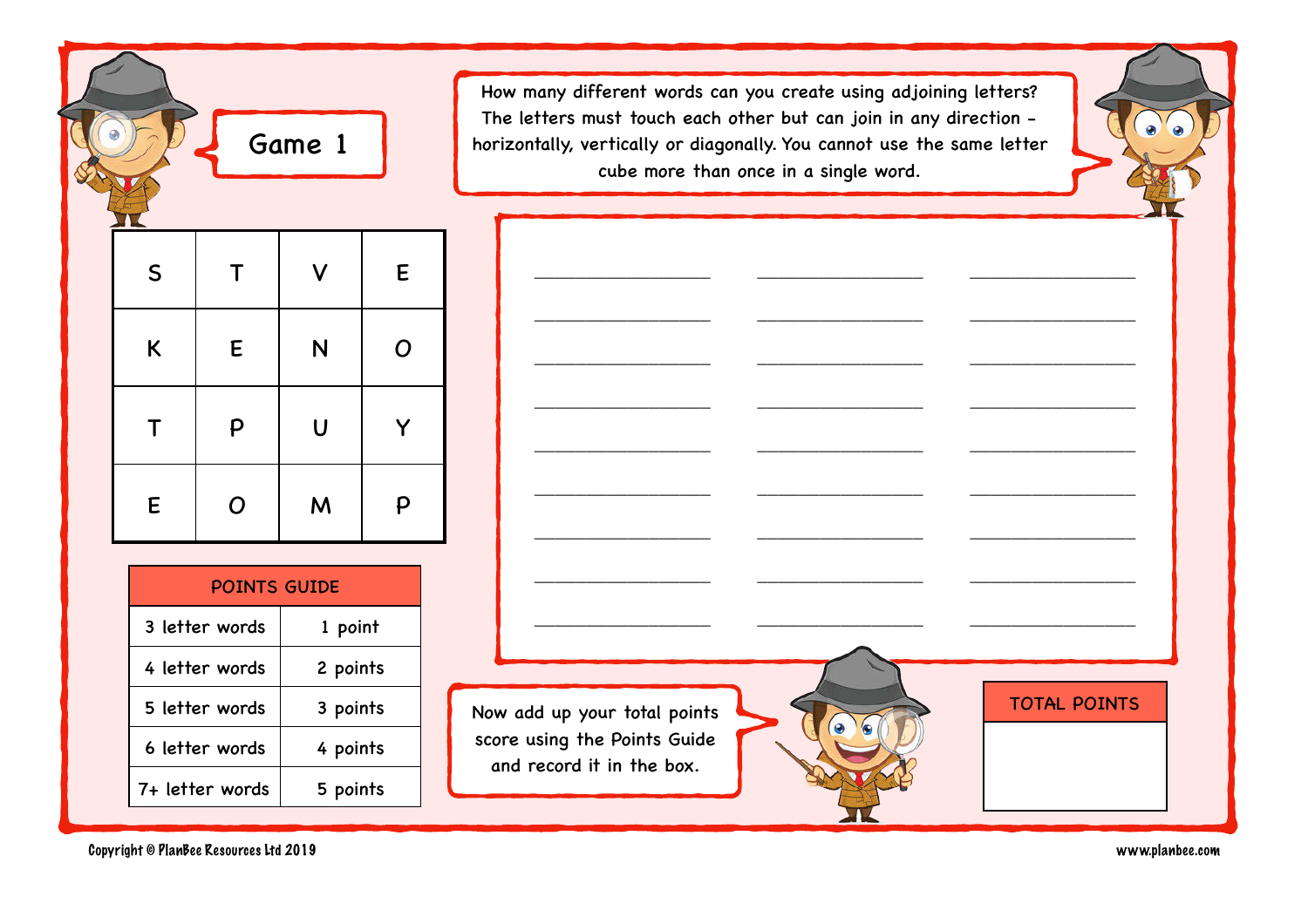# Game 1

How many different words can you create using adjoining letters? The letters must touch each other but can join in any direction – horizontally, vertically or diagonally. You cannot use the same letter cube more than once in a single word.

| S | T | V | E |
|---|---|---|---|
| K | E | N | O |
| T | P | U | Y |
| E | O | M | P |

| POINTS GUIDE | |
|---|---|
| 3 letter words | 1 point |
| 4 letter words | 2 points |
| 5 letter words | 3 points |
| 6 letter words | 4 points |
| 7+ letter words | 5 points |

| | | |
|---|---|---|
| ________________ | ________________ | ________________ |
| ________________ | ________________ | ________________ |
| ________________ | ________________ | ________________ |
| ________________ | ________________ | ________________ |
| ________________ | ________________ | ________________ |
| ________________ | ________________ | ________________ |
| ________________ | ________________ | ________________ |
| ________________ | ________________ | ________________ |
| ________________ | ________________ | ________________ |

Now add up your total points score using the Points Guide and record it in the box.

| TOTAL POINTS |
|---|
| |

Copyright © PlanBee Resources Ltd 2019

www.planbee.com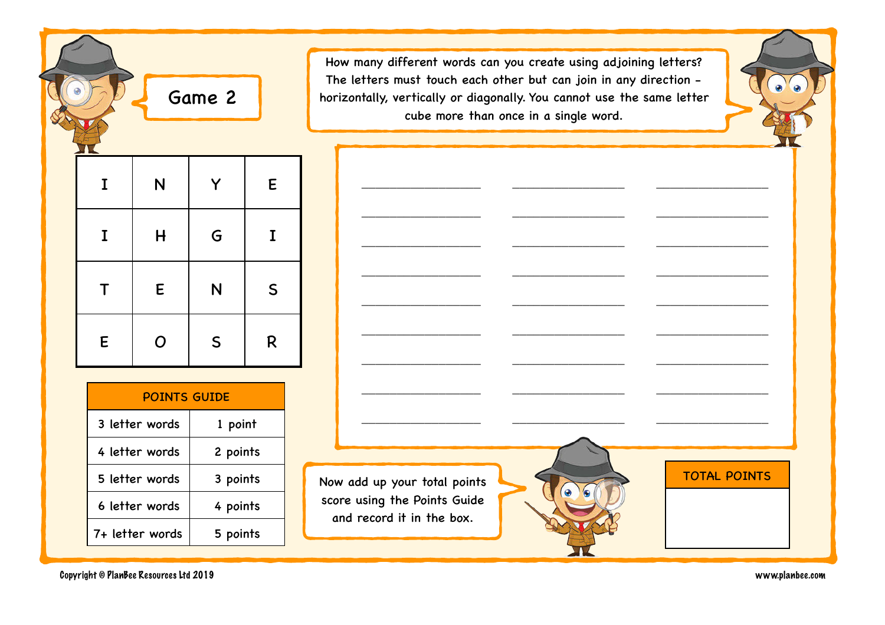# Game 2

How many different words can you create using adjoining letters? The letters must touch each other but can join in any direction – horizontally, vertically or diagonally. You cannot use the same letter cube more than once in a single word.

| I | N | Y | E |
|---|---|---|---|
| I | H | G | I |
| T | E | N | S |
| E | O | S | R |

| POINTS GUIDE | |
|---|---|
| 3 letter words | 1 point |
| 4 letter words | 2 points |
| 5 letter words | 3 points |
| 6 letter words | 4 points |
| 7+ letter words | 5 points |

Now add up your total points score using the Points Guide and record it in the box.

TOTAL POINTS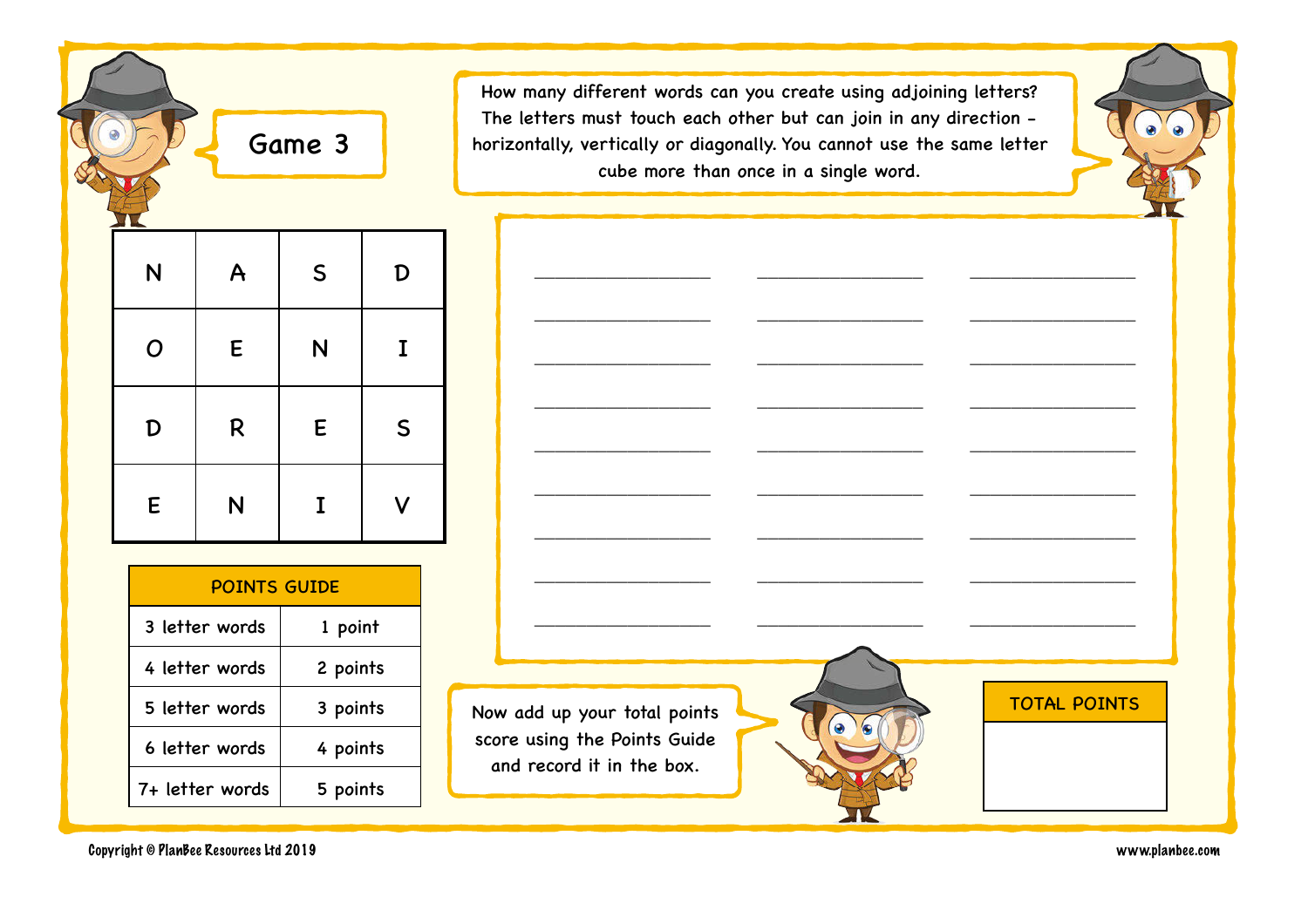# Game 3

How many different words can you create using adjoining letters? The letters must touch each other but can join in any direction – horizontally, vertically or diagonally. You cannot use the same letter cube more than once in a single word.

| | | | |
|---|---|---|---|
| N | A | S | D |
| O | E | N | I |
| D | R | E | S |
| E | N | I | V |

| POINTS GUIDE | |
|---|---|
| 3 letter words | 1 point |
| 4 letter words | 2 points |
| 5 letter words | 3 points |
| 6 letter words | 4 points |
| 7+ letter words | 5 points |

______________ ______________ ______________

______________ ______________ ______________

______________ ______________ ______________

______________ ______________ ______________

______________ ______________ ______________

______________ ______________ ______________

______________ ______________ ______________

______________ ______________ ______________

______________ ______________ ______________

Now add up your total points score using the Points Guide and record it in the box.

| TOTAL POINTS |
|---|
| |

Copyright © PlanBee Resources Ltd 2019

www.planbee.com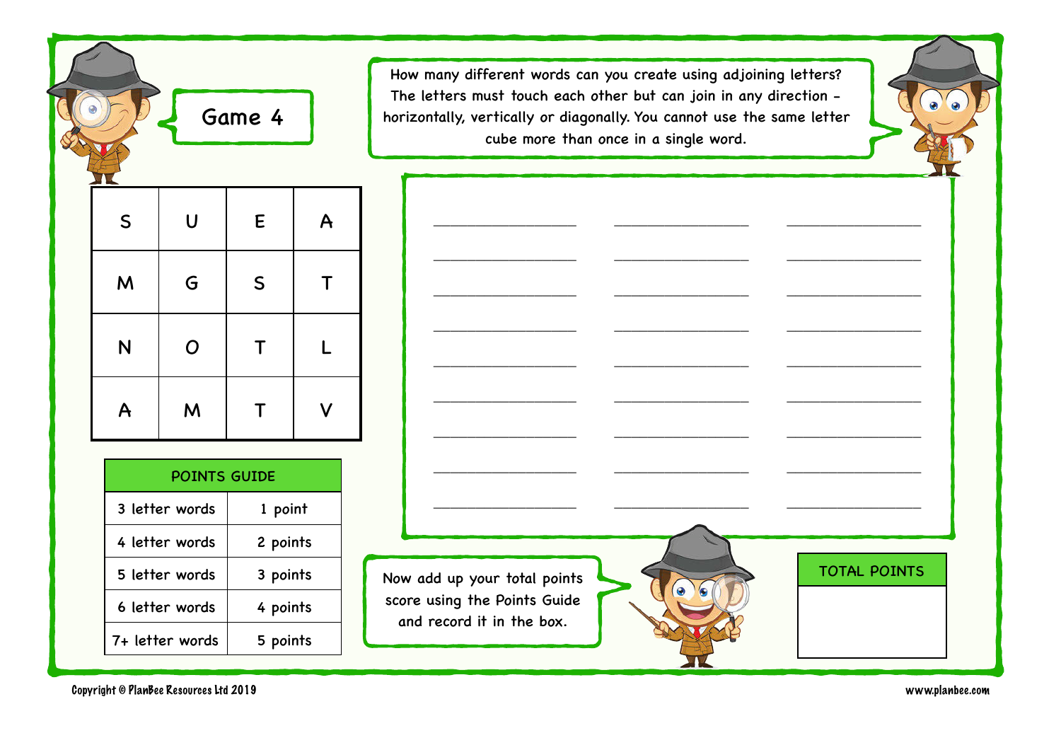# Game 4

How many different words can you create using adjoining letters? The letters must touch each other but can join in any direction – horizontally, vertically or diagonally. You cannot use the same letter cube more than once in a single word.

| | | | |
|---|---|---|---|
| S | U | E | A |
| M | G | S | T |
| N | O | T | L |
| A | M | T | V |

| POINTS GUIDE | |
|---|---|
| 3 letter words | 1 point |
| 4 letter words | 2 points |
| 5 letter words | 3 points |
| 6 letter words | 4 points |
| 7+ letter words | 5 points |

_______________ _______________ _______________

_______________ _______________ _______________

_______________ _______________ _______________

_______________ _______________ _______________

_______________ _______________ _______________

_______________ _______________ _______________

_______________ _______________ _______________

_______________ _______________ _______________

_______________ _______________ _______________

Now add up your total points score using the Points Guide and record it in the box.

| TOTAL POINTS |
|---|
| |

Copyright © PlanBee Resources Ltd 2019

www.planbee.com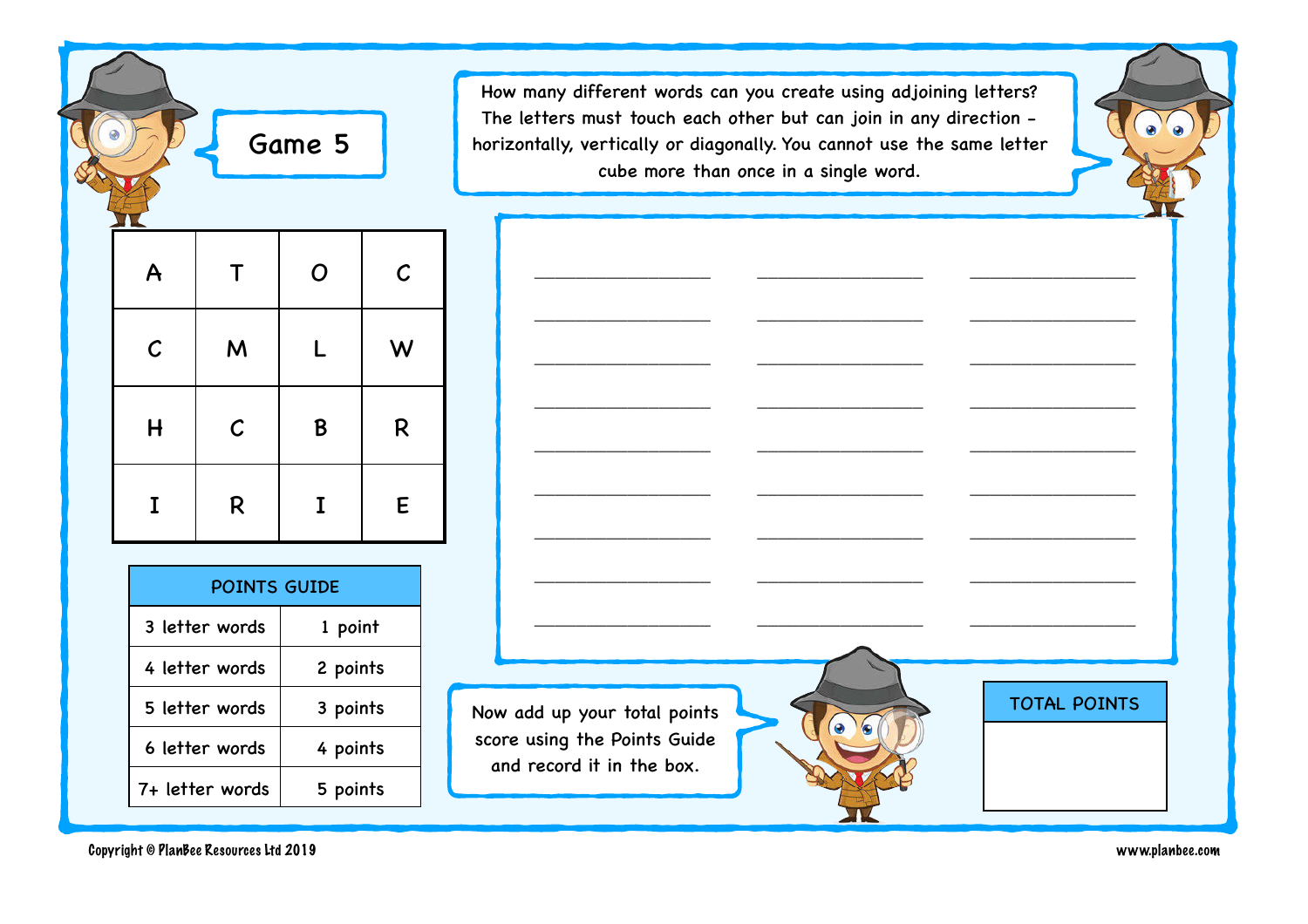## Game 5

How many different words can you create using adjoining letters? The letters must touch each other but can join in any direction – horizontally, vertically or diagonally. You cannot use the same letter cube more than once in a single word.

| | | | |
|---|---|---|---|
| A | T | O | C |
| C | M | L | W |
| H | C | B | R |
| I | R | I | E |

| POINTS GUIDE | |
|---|---|
| 3 letter words | 1 point |
| 4 letter words | 2 points |
| 5 letter words | 3 points |
| 6 letter words | 4 points |
| 7+ letter words | 5 points |

| | | |
|---|---|---|
| ________________ | ________________ | ________________ |
| ________________ | ________________ | ________________ |
| ________________ | ________________ | ________________ |
| ________________ | ________________ | ________________ |
| ________________ | ________________ | ________________ |
| ________________ | ________________ | ________________ |
| ________________ | ________________ | ________________ |
| ________________ | ________________ | ________________ |
| ________________ | ________________ | ________________ |

Now add up your total points score using the Points Guide and record it in the box.

| TOTAL POINTS |
|---|
| |

Copyright © PlanBee Resources Ltd 2019

www.planbee.com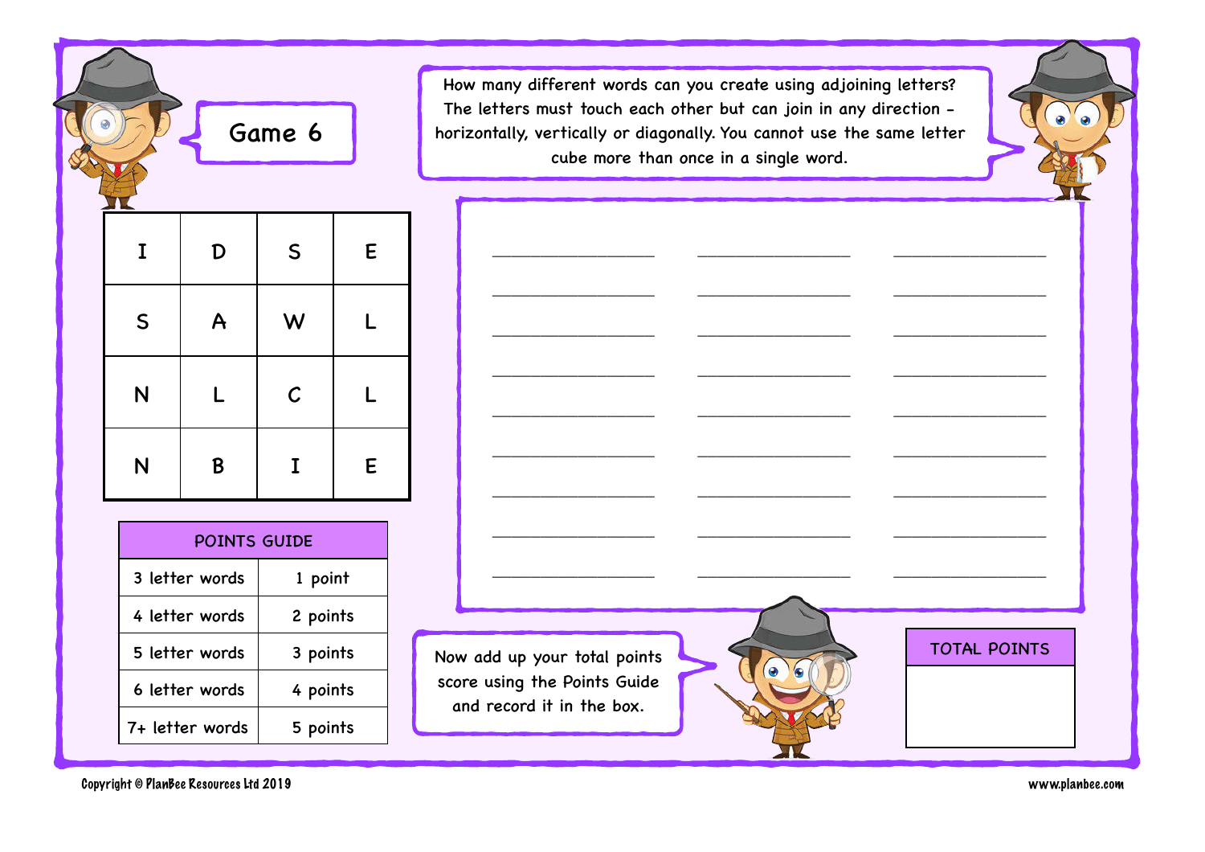# Game 6

How many different words can you create using adjoining letters? The letters must touch each other but can join in any direction – horizontally, vertically or diagonally. You cannot use the same letter cube more than once in a single word.

| | | | |
|---|---|---|---|
| I | D | S | E |
| S | A | W | L |
| N | L | C | L |
| N | B | I | E |

| POINTS GUIDE | |
|---|---|
| 3 letter words | 1 point |
| 4 letter words | 2 points |
| 5 letter words | 3 points |
| 6 letter words | 4 points |
| 7+ letter words | 5 points |

Now add up your total points score using the Points Guide and record it in the box.

TOTAL POINTS

Copyright © PlanBee Resources Ltd 2019

www.planbee.com